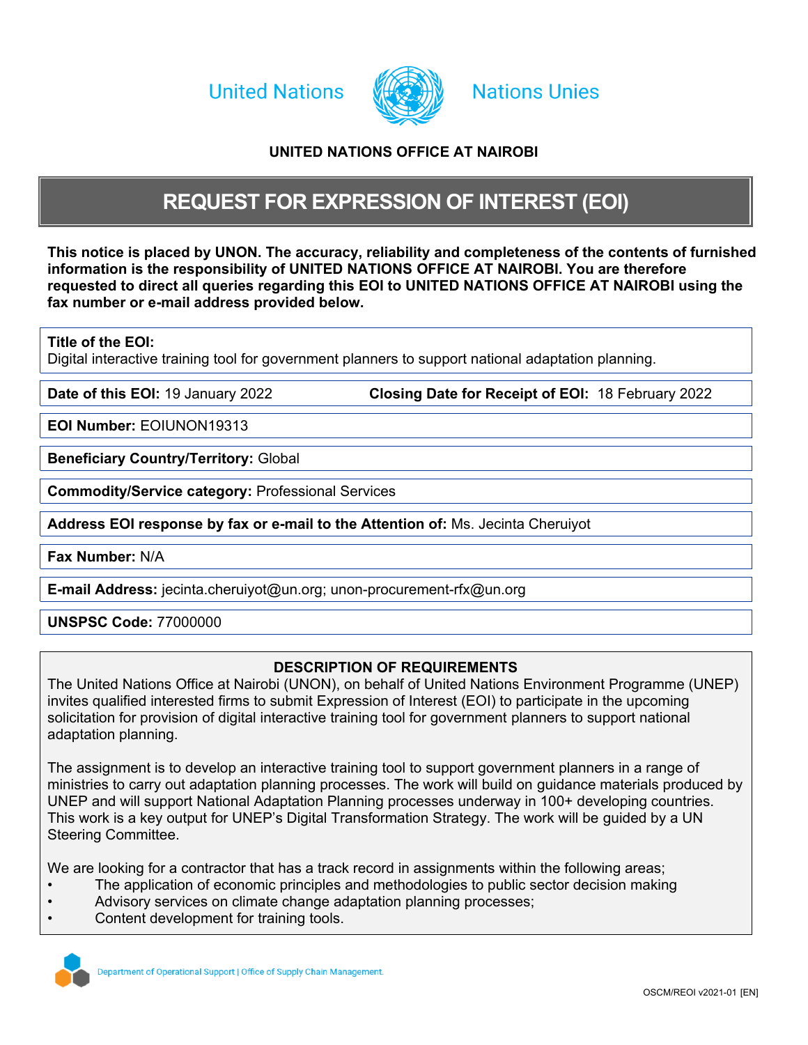United Nations Nations Unies

**UNITED NATIONS OFFICE AT NAIROBI**

# REQUEST FOR EXPRESSION OF INTEREST (EOI)

**This notice is placed by UNON. The accuracy, reliability and completeness of the contents of furnished information is the responsibility of UNITED NATIONS OFFICE AT NAIROBI. You are therefore requested to direct all queries regarding this EOI to UNITED NATIONS OFFICE AT NAIROBI using the fax number or e-mail address provided below.**

**Title of the EOI:**
Digital interactive training tool for government planners to support national adaptation planning.

**Date of this EOI:** 19 January 2022 **Closing Date for Receipt of EOI:** 18 February 2022

**EOI Number:** EOIUNON19313

**Beneficiary Country/Territory:** Global

**Commodity/Service category:** Professional Services

**Address EOI response by fax or e-mail to the Attention of:** Ms. Jecinta Cheruiyot

**Fax Number:** N/A

**E-mail Address:** jecinta.cheruiyot@un.org; unon-procurement-rfx@un.org

**UNSPSC Code:** 77000000

## DESCRIPTION OF REQUIREMENTS

The United Nations Office at Nairobi (UNON), on behalf of United Nations Environment Programme (UNEP) invites qualified interested firms to submit Expression of Interest (EOI) to participate in the upcoming solicitation for provision of digital interactive training tool for government planners to support national adaptation planning.

The assignment is to develop an interactive training tool to support government planners in a range of ministries to carry out adaptation planning processes. The work will build on guidance materials produced by UNEP and will support National Adaptation Planning processes underway in 100+ developing countries. This work is a key output for UNEP's Digital Transformation Strategy. The work will be guided by a UN Steering Committee.

We are looking for a contractor that has a track record in assignments within the following areas;

- The application of economic principles and methodologies to public sector decision making
- Advisory services on climate change adaptation planning processes;
- Content development for training tools.

Department of Operational Support | Office of Supply Chain Management.

OSCM/REOI v2021-01 [EN]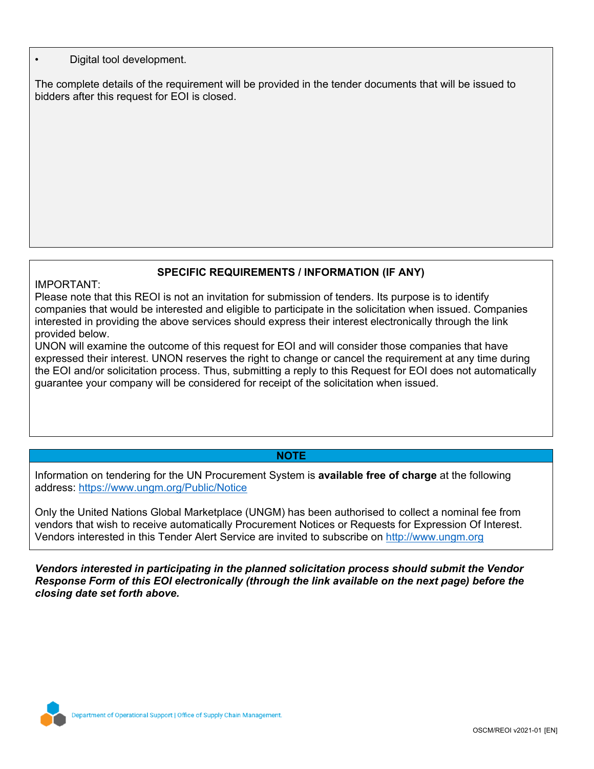- Digital tool development.

The complete details of the requirement will be provided in the tender documents that will be issued to bidders after this request for EOI is closed.

**SPECIFIC REQUIREMENTS / INFORMATION (IF ANY)**

IMPORTANT:
Please note that this REOI is not an invitation for submission of tenders. Its purpose is to identify companies that would be interested and eligible to participate in the solicitation when issued. Companies interested in providing the above services should express their interest electronically through the link provided below.
UNON will examine the outcome of this request for EOI and will consider those companies that have expressed their interest. UNON reserves the right to change or cancel the requirement at any time during the EOI and/or solicitation process. Thus, submitting a reply to this Request for EOI does not automatically guarantee your company will be considered for receipt of the solicitation when issued.

**NOTE**

Information on tendering for the UN Procurement System is **available free of charge** at the following address: [https://www.ungm.org/Public/Notice](https://www.ungm.org/Public/Notice)

Only the United Nations Global Marketplace (UNGM) has been authorised to collect a nominal fee from vendors that wish to receive automatically Procurement Notices or Requests for Expression Of Interest. Vendors interested in this Tender Alert Service are invited to subscribe on [http://www.ungm.org](http://www.ungm.org)

***Vendors interested in participating in the planned solicitation process should submit the Vendor Response Form of this EOI electronically (through the link available on the next page) before the closing date set forth above.***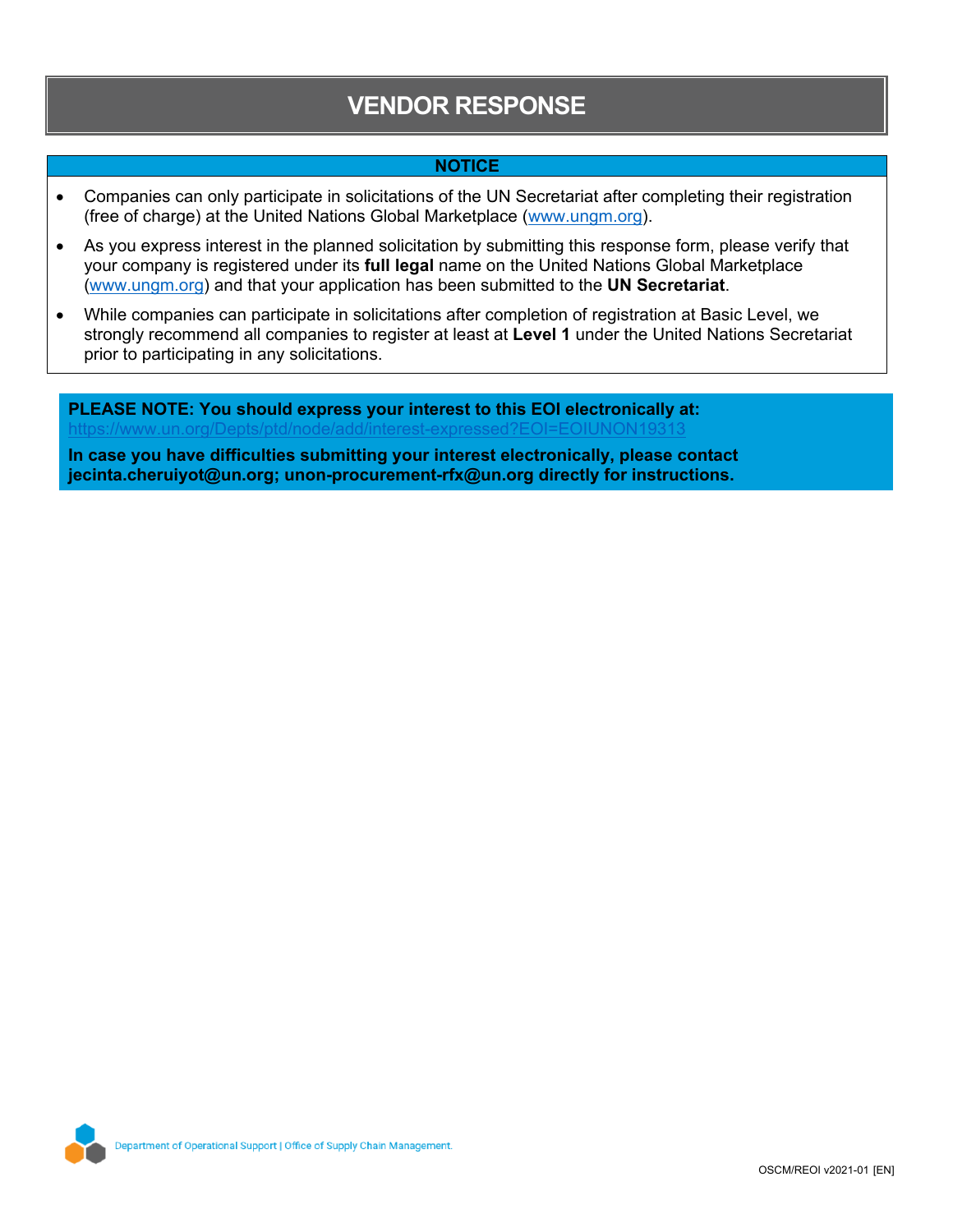# VENDOR RESPONSE

## NOTICE

- Companies can only participate in solicitations of the UN Secretariat after completing their registration (free of charge) at the United Nations Global Marketplace (www.ungm.org).
- As you express interest in the planned solicitation by submitting this response form, please verify that your company is registered under its **full legal** name on the United Nations Global Marketplace (www.ungm.org) and that your application has been submitted to the **UN Secretariat**.
- While companies can participate in solicitations after completion of registration at Basic Level, we strongly recommend all companies to register at least at **Level 1** under the United Nations Secretariat prior to participating in any solicitations.

**PLEASE NOTE: You should express your interest to this EOI electronically at:**
https://www.un.org/Depts/ptd/node/add/interest-expressed?EOI=EOIUNON19313

**In case you have difficulties submitting your interest electronically, please contact jecinta.cheruiyot@un.org; unon-procurement-rfx@un.org directly for instructions.**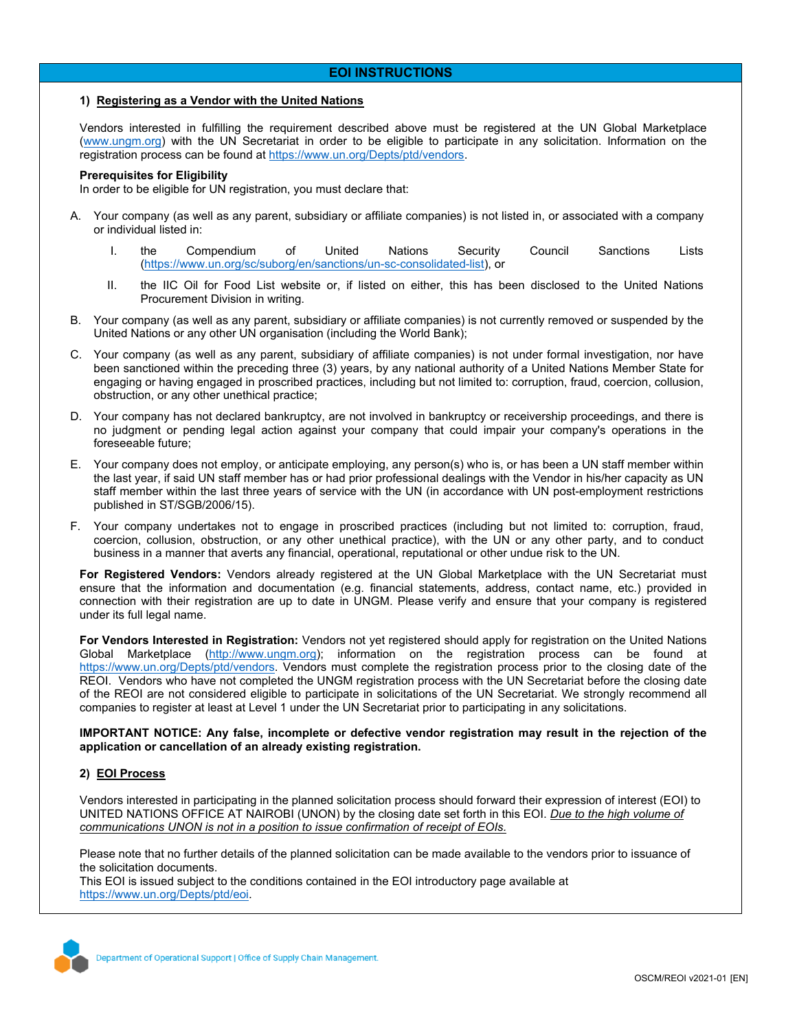## EOI INSTRUCTIONS

### 1) Registering as a Vendor with the United Nations

Vendors interested in fulfilling the requirement described above must be registered at the UN Global Marketplace (www.ungm.org) with the UN Secretariat in order to be eligible to participate in any solicitation. Information on the registration process can be found at https://www.un.org/Depts/ptd/vendors.

**Prerequisites for Eligibility**
In order to be eligible for UN registration, you must declare that:

A. Your company (as well as any parent, subsidiary or affiliate companies) is not listed in, or associated with a company or individual listed in:

   I. the Compendium of United Nations Security Council Sanctions Lists (https://www.un.org/sc/suborg/en/sanctions/un-sc-consolidated-list), or

   II. the IIC Oil for Food List website or, if listed on either, this has been disclosed to the United Nations Procurement Division in writing.

B. Your company (as well as any parent, subsidiary or affiliate companies) is not currently removed or suspended by the United Nations or any other UN organisation (including the World Bank);

C. Your company (as well as any parent, subsidiary of affiliate companies) is not under formal investigation, nor have been sanctioned within the preceding three (3) years, by any national authority of a United Nations Member State for engaging or having engaged in proscribed practices, including but not limited to: corruption, fraud, coercion, collusion, obstruction, or any other unethical practice;

D. Your company has not declared bankruptcy, are not involved in bankruptcy or receivership proceedings, and there is no judgment or pending legal action against your company that could impair your company's operations in the foreseeable future;

E. Your company does not employ, or anticipate employing, any person(s) who is, or has been a UN staff member within the last year, if said UN staff member has or had prior professional dealings with the Vendor in his/her capacity as UN staff member within the last three years of service with the UN (in accordance with UN post-employment restrictions published in ST/SGB/2006/15).

F. Your company undertakes not to engage in proscribed practices (including but not limited to: corruption, fraud, coercion, collusion, obstruction, or any other unethical practice), with the UN or any other party, and to conduct business in a manner that averts any financial, operational, reputational or other undue risk to the UN.

**For Registered Vendors:** Vendors already registered at the UN Global Marketplace with the UN Secretariat must ensure that the information and documentation (e.g. financial statements, address, contact name, etc.) provided in connection with their registration are up to date in UNGM. Please verify and ensure that your company is registered under its full legal name.

**For Vendors Interested in Registration:** Vendors not yet registered should apply for registration on the United Nations Global Marketplace (http://www.ungm.org); information on the registration process can be found at https://www.un.org/Depts/ptd/vendors. Vendors must complete the registration process prior to the closing date of the REOI. Vendors who have not completed the UNGM registration process with the UN Secretariat before the closing date of the REOI are not considered eligible to participate in solicitations of the UN Secretariat. We strongly recommend all companies to register at least at Level 1 under the UN Secretariat prior to participating in any solicitations.

**IMPORTANT NOTICE: Any false, incomplete or defective vendor registration may result in the rejection of the application or cancellation of an already existing registration.**

### 2) EOI Process

Vendors interested in participating in the planned solicitation process should forward their expression of interest (EOI) to UNITED NATIONS OFFICE AT NAIROBI (UNON) by the closing date set forth in this EOI. *Due to the high volume of communications UNON is not in a position to issue confirmation of receipt of EOIs.*

Please note that no further details of the planned solicitation can be made available to the vendors prior to issuance of the solicitation documents.
This EOI is issued subject to the conditions contained in the EOI introductory page available at https://www.un.org/Depts/ptd/eoi.

Department of Operational Support | Office of Supply Chain Management.

OSCM/REOI v2021-01 [EN]